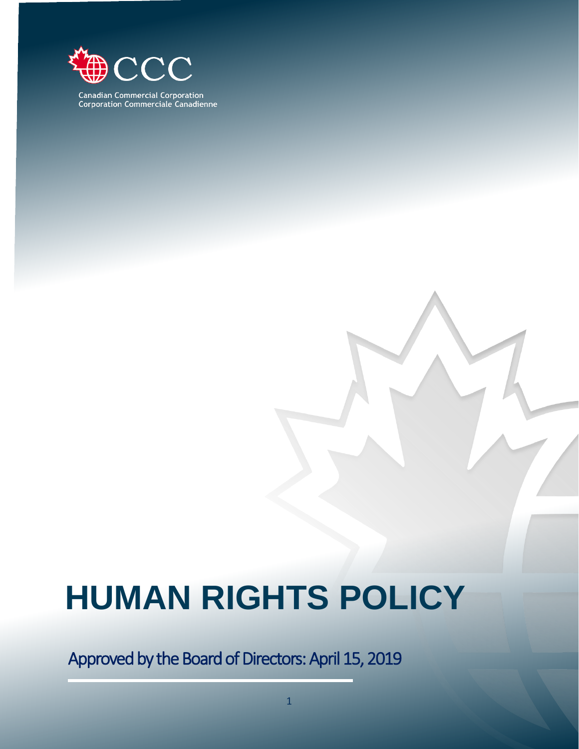CCC

Canadian Commercial Corporation
Corporation Commerciale Canadienne

# HUMAN RIGHTS POLICY

Approved by the Board of Directors: April 15, 2019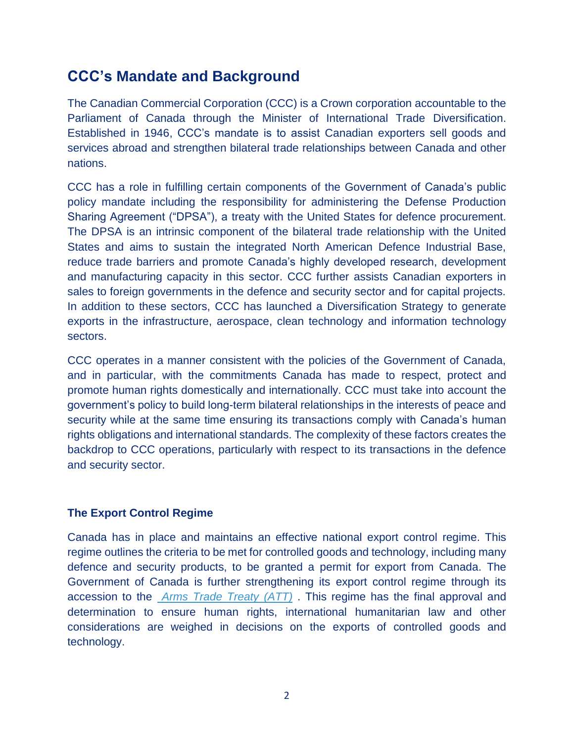## CCC's Mandate and Background

The Canadian Commercial Corporation (CCC) is a Crown corporation accountable to the Parliament of Canada through the Minister of International Trade Diversification. Established in 1946, CCC's mandate is to assist Canadian exporters sell goods and services abroad and strengthen bilateral trade relationships between Canada and other nations.

CCC has a role in fulfilling certain components of the Government of Canada's public policy mandate including the responsibility for administering the Defense Production Sharing Agreement ("DPSA"), a treaty with the United States for defence procurement. The DPSA is an intrinsic component of the bilateral trade relationship with the United States and aims to sustain the integrated North American Defence Industrial Base, reduce trade barriers and promote Canada's highly developed research, development and manufacturing capacity in this sector. CCC further assists Canadian exporters in sales to foreign governments in the defence and security sector and for capital projects. In addition to these sectors, CCC has launched a Diversification Strategy to generate exports in the infrastructure, aerospace, clean technology and information technology sectors.

CCC operates in a manner consistent with the policies of the Government of Canada, and in particular, with the commitments Canada has made to respect, protect and promote human rights domestically and internationally. CCC must take into account the government's policy to build long-term bilateral relationships in the interests of peace and security while at the same time ensuring its transactions comply with Canada's human rights obligations and international standards. The complexity of these factors creates the backdrop to CCC operations, particularly with respect to its transactions in the defence and security sector.

### The Export Control Regime

Canada has in place and maintains an effective national export control regime. This regime outlines the criteria to be met for controlled goods and technology, including many defence and security products, to be granted a permit for export from Canada. The Government of Canada is further strengthening its export control regime through its accession to the *Arms Trade Treaty (ATT)*. This regime has the final approval and determination to ensure human rights, international humanitarian law and other considerations are weighed in decisions on the exports of controlled goods and technology.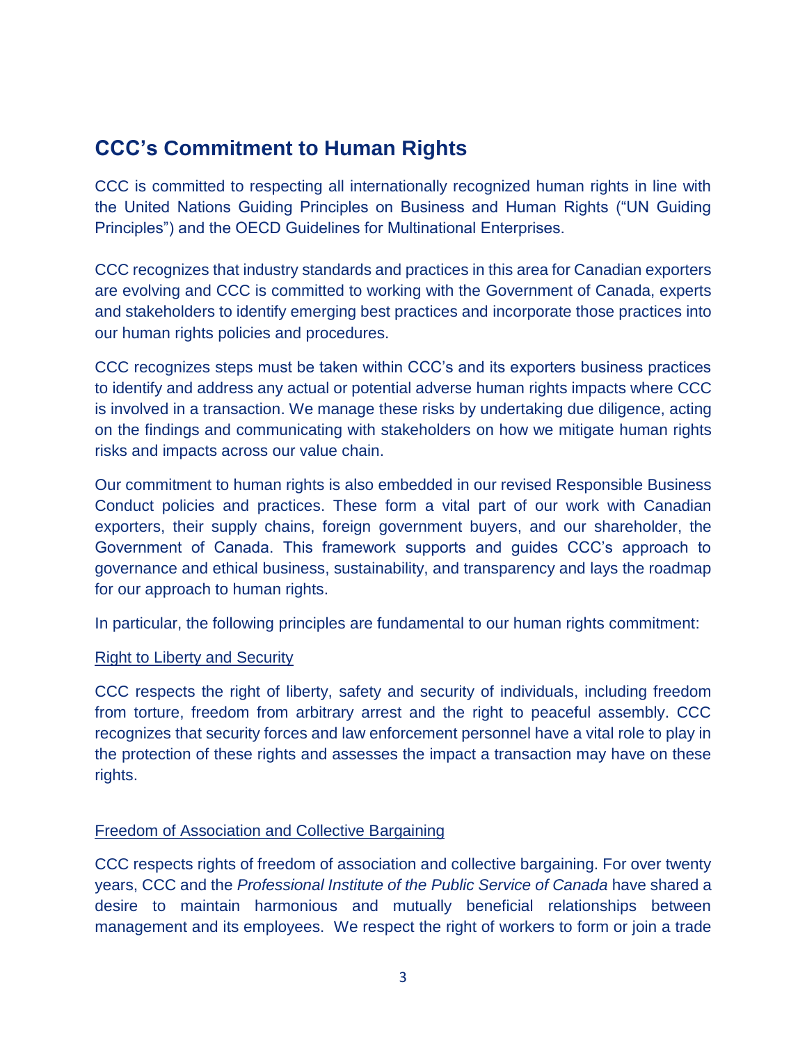## CCC's Commitment to Human Rights

CCC is committed to respecting all internationally recognized human rights in line with the United Nations Guiding Principles on Business and Human Rights ("UN Guiding Principles") and the OECD Guidelines for Multinational Enterprises.

CCC recognizes that industry standards and practices in this area for Canadian exporters are evolving and CCC is committed to working with the Government of Canada, experts and stakeholders to identify emerging best practices and incorporate those practices into our human rights policies and procedures.

CCC recognizes steps must be taken within CCC's and its exporters business practices to identify and address any actual or potential adverse human rights impacts where CCC is involved in a transaction. We manage these risks by undertaking due diligence, acting on the findings and communicating with stakeholders on how we mitigate human rights risks and impacts across our value chain.

Our commitment to human rights is also embedded in our revised Responsible Business Conduct policies and practices. These form a vital part of our work with Canadian exporters, their supply chains, foreign government buyers, and our shareholder, the Government of Canada. This framework supports and guides CCC's approach to governance and ethical business, sustainability, and transparency and lays the roadmap for our approach to human rights.

In particular, the following principles are fundamental to our human rights commitment:

<u>Right to Liberty and Security</u>

CCC respects the right of liberty, safety and security of individuals, including freedom from torture, freedom from arbitrary arrest and the right to peaceful assembly. CCC recognizes that security forces and law enforcement personnel have a vital role to play in the protection of these rights and assesses the impact a transaction may have on these rights.

<u>Freedom of Association and Collective Bargaining</u>

CCC respects rights of freedom of association and collective bargaining. For over twenty years, CCC and the *Professional Institute of the Public Service of Canada* have shared a desire to maintain harmonious and mutually beneficial relationships between management and its employees. We respect the right of workers to form or join a trade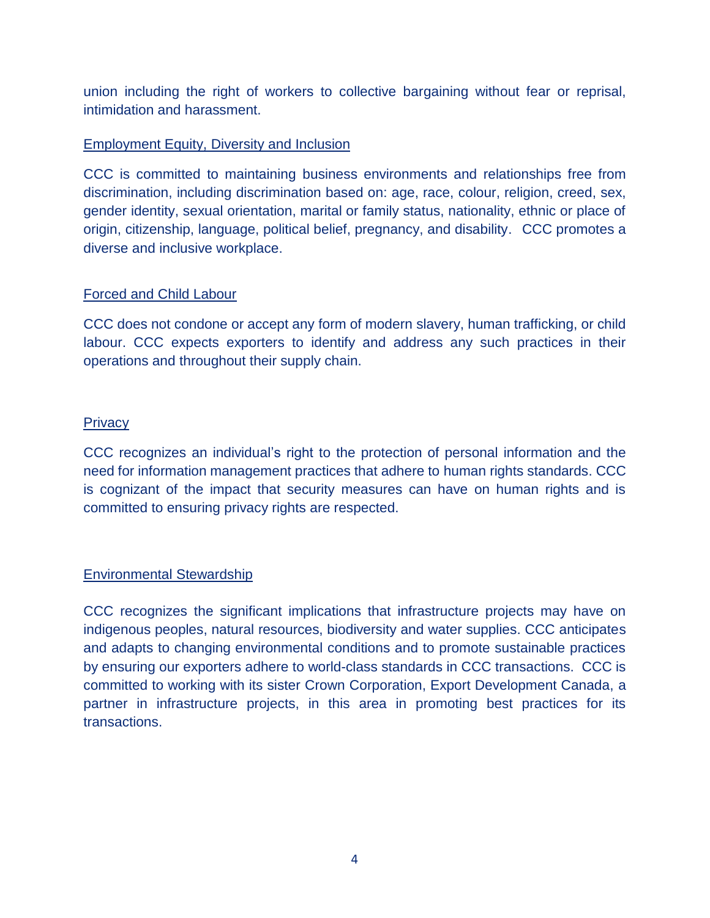union including the right of workers to collective bargaining without fear or reprisal, intimidation and harassment.

<u>Employment Equity, Diversity and Inclusion</u>

CCC is committed to maintaining business environments and relationships free from discrimination, including discrimination based on: age, race, colour, religion, creed, sex, gender identity, sexual orientation, marital or family status, nationality, ethnic or place of origin, citizenship, language, political belief, pregnancy, and disability. CCC promotes a diverse and inclusive workplace.

<u>Forced and Child Labour</u>

CCC does not condone or accept any form of modern slavery, human trafficking, or child labour. CCC expects exporters to identify and address any such practices in their operations and throughout their supply chain.

<u>Privacy</u>

CCC recognizes an individual's right to the protection of personal information and the need for information management practices that adhere to human rights standards. CCC is cognizant of the impact that security measures can have on human rights and is committed to ensuring privacy rights are respected.

<u>Environmental Stewardship</u>

CCC recognizes the significant implications that infrastructure projects may have on indigenous peoples, natural resources, biodiversity and water supplies. CCC anticipates and adapts to changing environmental conditions and to promote sustainable practices by ensuring our exporters adhere to world-class standards in CCC transactions. CCC is committed to working with its sister Crown Corporation, Export Development Canada, a partner in infrastructure projects, in this area in promoting best practices for its transactions.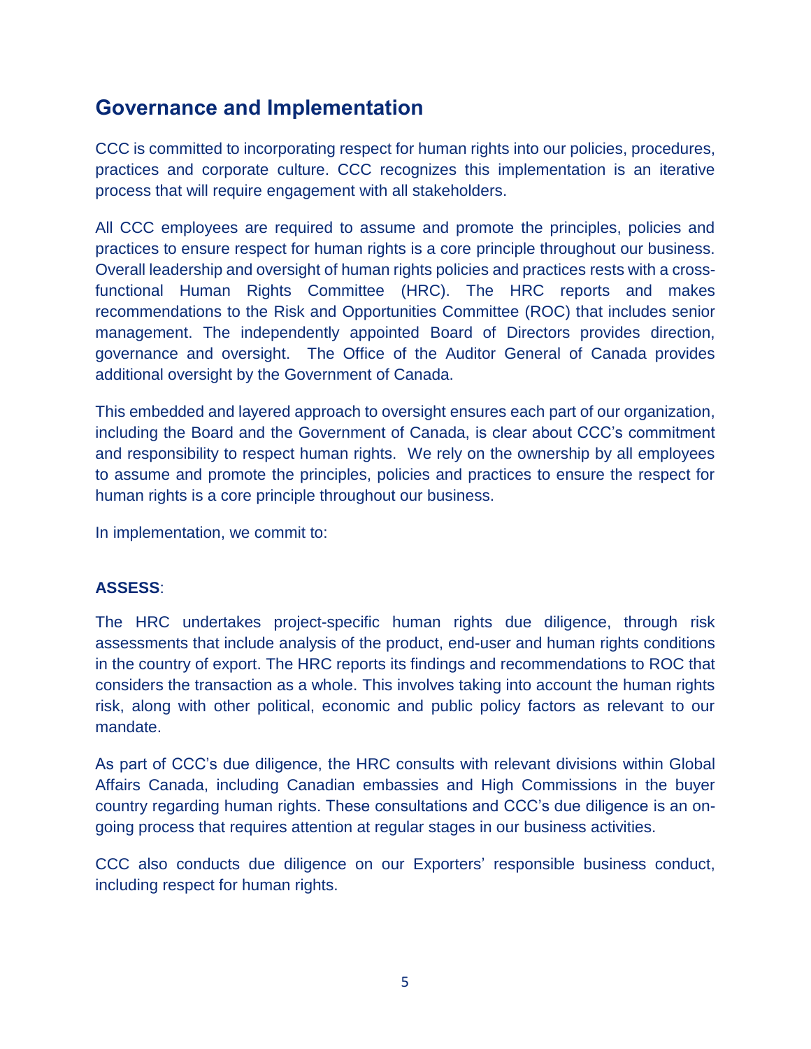## Governance and Implementation

CCC is committed to incorporating respect for human rights into our policies, procedures, practices and corporate culture. CCC recognizes this implementation is an iterative process that will require engagement with all stakeholders.

All CCC employees are required to assume and promote the principles, policies and practices to ensure respect for human rights is a core principle throughout our business. Overall leadership and oversight of human rights policies and practices rests with a cross-functional Human Rights Committee (HRC). The HRC reports and makes recommendations to the Risk and Opportunities Committee (ROC) that includes senior management. The independently appointed Board of Directors provides direction, governance and oversight. The Office of the Auditor General of Canada provides additional oversight by the Government of Canada.

This embedded and layered approach to oversight ensures each part of our organization, including the Board and the Government of Canada, is clear about CCC's commitment and responsibility to respect human rights. We rely on the ownership by all employees to assume and promote the principles, policies and practices to ensure the respect for human rights is a core principle throughout our business.

In implementation, we commit to:

**ASSESS**:

The HRC undertakes project-specific human rights due diligence, through risk assessments that include analysis of the product, end-user and human rights conditions in the country of export. The HRC reports its findings and recommendations to ROC that considers the transaction as a whole. This involves taking into account the human rights risk, along with other political, economic and public policy factors as relevant to our mandate.

As part of CCC's due diligence, the HRC consults with relevant divisions within Global Affairs Canada, including Canadian embassies and High Commissions in the buyer country regarding human rights. These consultations and CCC's due diligence is an on-going process that requires attention at regular stages in our business activities.

CCC also conducts due diligence on our Exporters' responsible business conduct, including respect for human rights.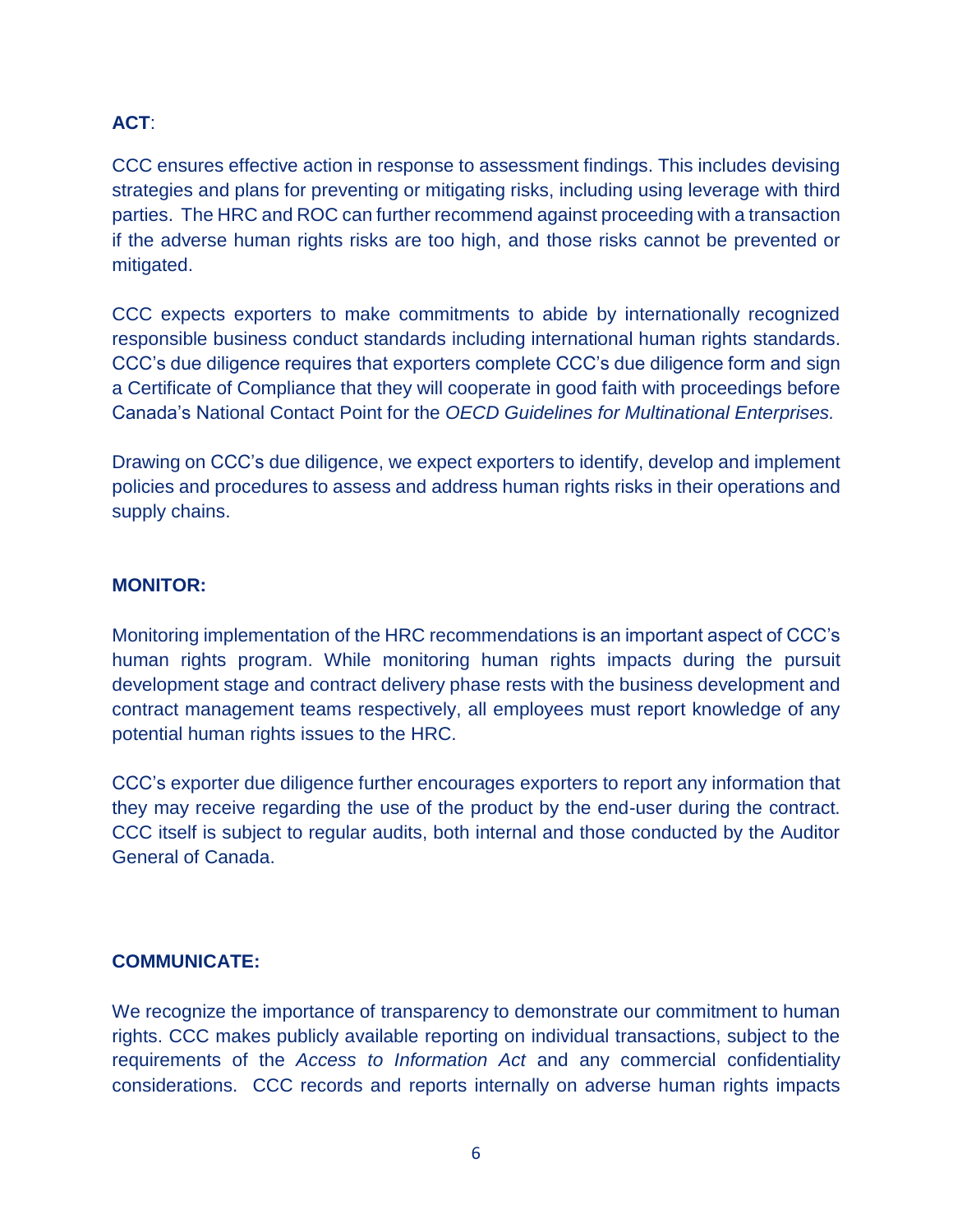**ACT**:

CCC ensures effective action in response to assessment findings. This includes devising strategies and plans for preventing or mitigating risks, including using leverage with third parties. The HRC and ROC can further recommend against proceeding with a transaction if the adverse human rights risks are too high, and those risks cannot be prevented or mitigated.

CCC expects exporters to make commitments to abide by internationally recognized responsible business conduct standards including international human rights standards. CCC's due diligence requires that exporters complete CCC's due diligence form and sign a Certificate of Compliance that they will cooperate in good faith with proceedings before Canada's National Contact Point for the *OECD Guidelines for Multinational Enterprises.*

Drawing on CCC's due diligence, we expect exporters to identify, develop and implement policies and procedures to assess and address human rights risks in their operations and supply chains.

**MONITOR:**

Monitoring implementation of the HRC recommendations is an important aspect of CCC's human rights program. While monitoring human rights impacts during the pursuit development stage and contract delivery phase rests with the business development and contract management teams respectively, all employees must report knowledge of any potential human rights issues to the HRC.

CCC's exporter due diligence further encourages exporters to report any information that they may receive regarding the use of the product by the end-user during the contract. CCC itself is subject to regular audits, both internal and those conducted by the Auditor General of Canada.

**COMMUNICATE:**

We recognize the importance of transparency to demonstrate our commitment to human rights. CCC makes publicly available reporting on individual transactions, subject to the requirements of the *Access to Information Act* and any commercial confidentiality considerations. CCC records and reports internally on adverse human rights impacts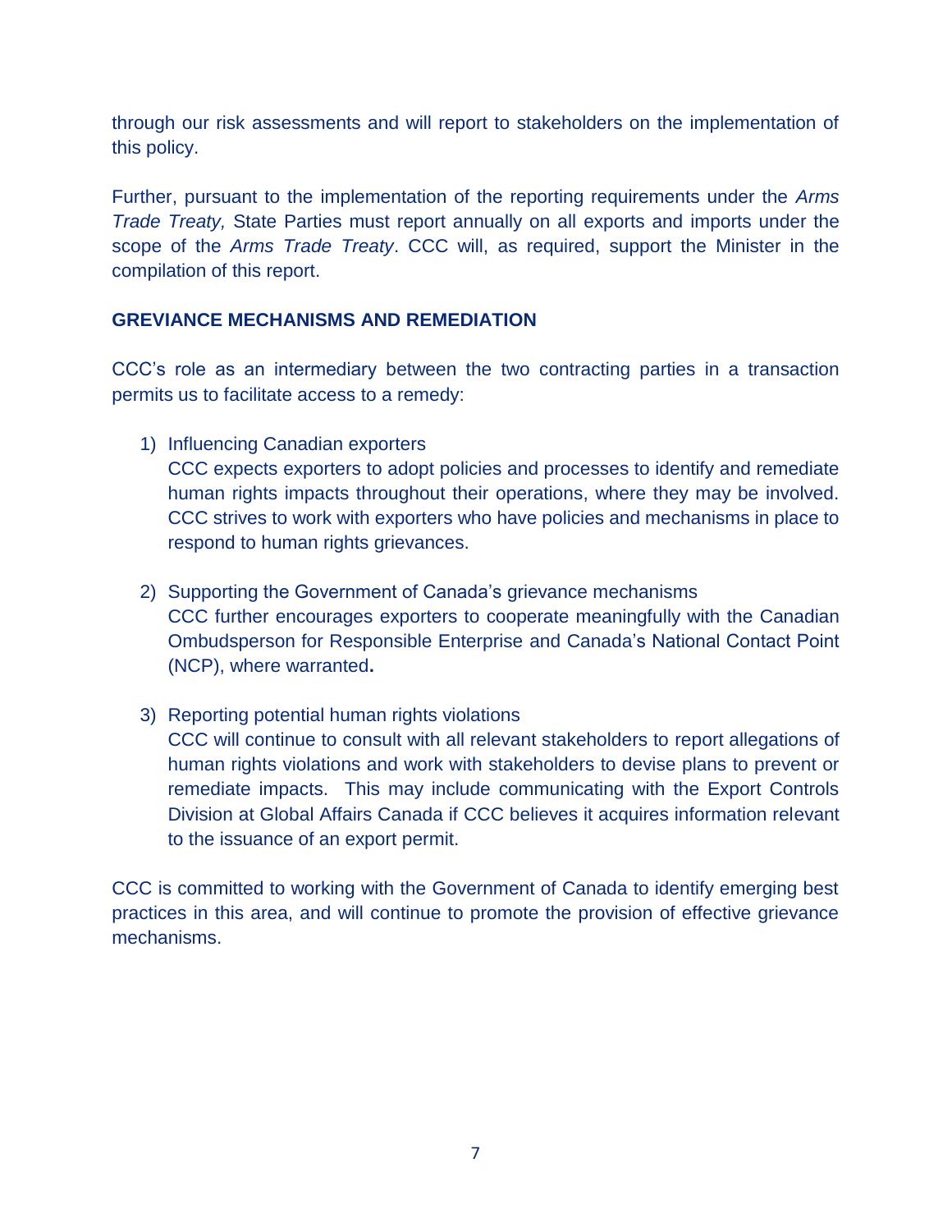through our risk assessments and will report to stakeholders on the implementation of this policy.

Further, pursuant to the implementation of the reporting requirements under the *Arms Trade Treaty,* State Parties must report annually on all exports and imports under the scope of the *Arms Trade Treaty*. CCC will, as required, support the Minister in the compilation of this report.

## GREVIANCE MECHANISMS AND REMEDIATION

CCC's role as an intermediary between the two contracting parties in a transaction permits us to facilitate access to a remedy:

1) Influencing Canadian exporters
   CCC expects exporters to adopt policies and processes to identify and remediate human rights impacts throughout their operations, where they may be involved. CCC strives to work with exporters who have policies and mechanisms in place to respond to human rights grievances.

2) Supporting the Government of Canada's grievance mechanisms
   CCC further encourages exporters to cooperate meaningfully with the Canadian Ombudsperson for Responsible Enterprise and Canada's National Contact Point (NCP), where warranted**.**

3) Reporting potential human rights violations
   CCC will continue to consult with all relevant stakeholders to report allegations of human rights violations and work with stakeholders to devise plans to prevent or remediate impacts. This may include communicating with the Export Controls Division at Global Affairs Canada if CCC believes it acquires information relevant to the issuance of an export permit.

CCC is committed to working with the Government of Canada to identify emerging best practices in this area, and will continue to promote the provision of effective grievance mechanisms.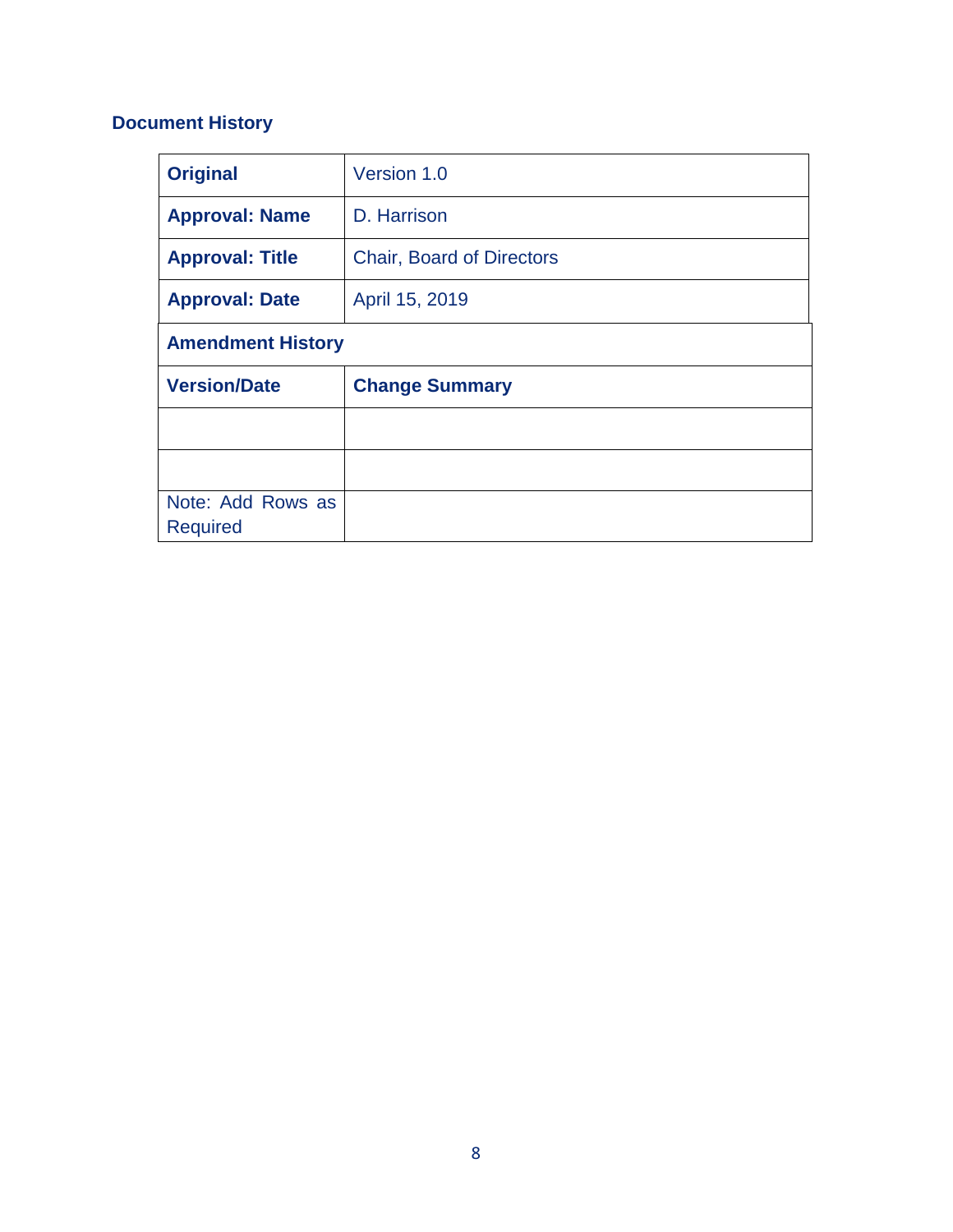## Document History

| | |
|---|---|
| **Original** | Version 1.0 |
| **Approval: Name** | D. Harrison |
| **Approval: Title** | Chair, Board of Directors |
| **Approval: Date** | April 15, 2019 |
| **Amendment History** | |
| **Version/Date** | **Change Summary** |
| | |
| | |
| Note: Add Rows as Required | |